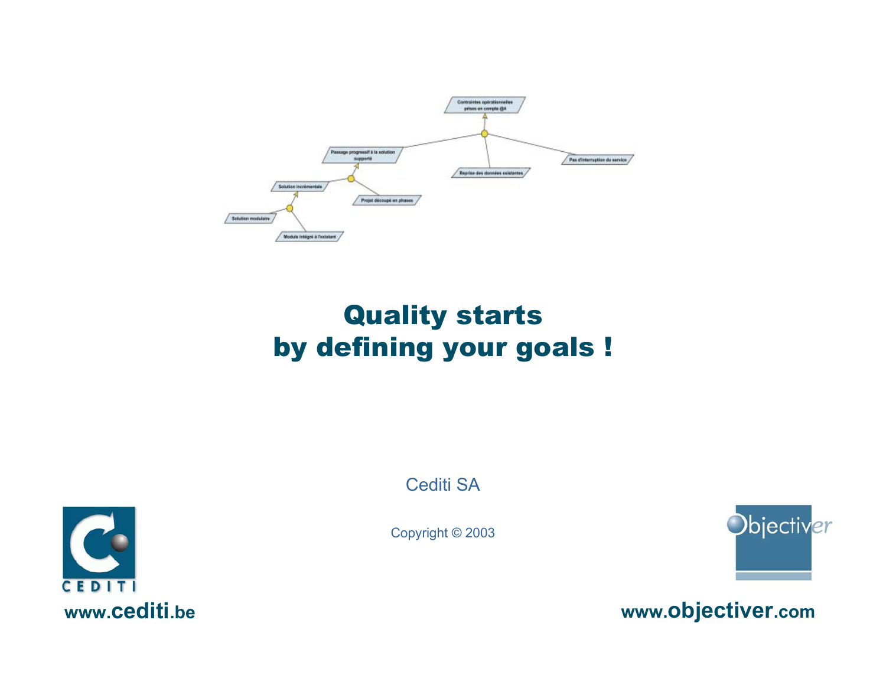# Quality starts by defining your goals !

Cediti SA

Copyright © 2003

www.cediti.be

www.objectiver.com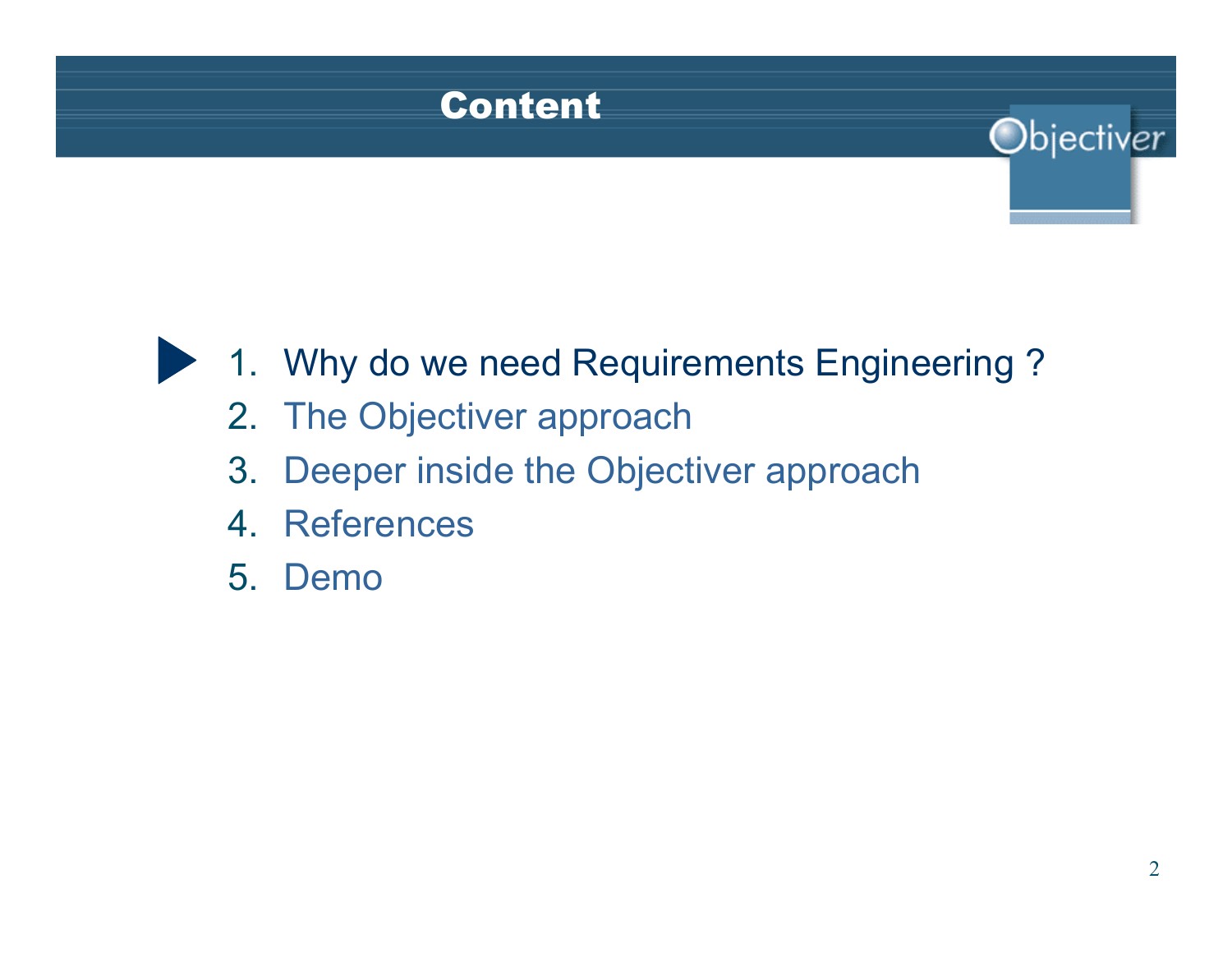# Content

1. Why do we need Requirements Engineering ?
2. The Objectiver approach
3. Deeper inside the Objectiver approach
4. References
5. Demo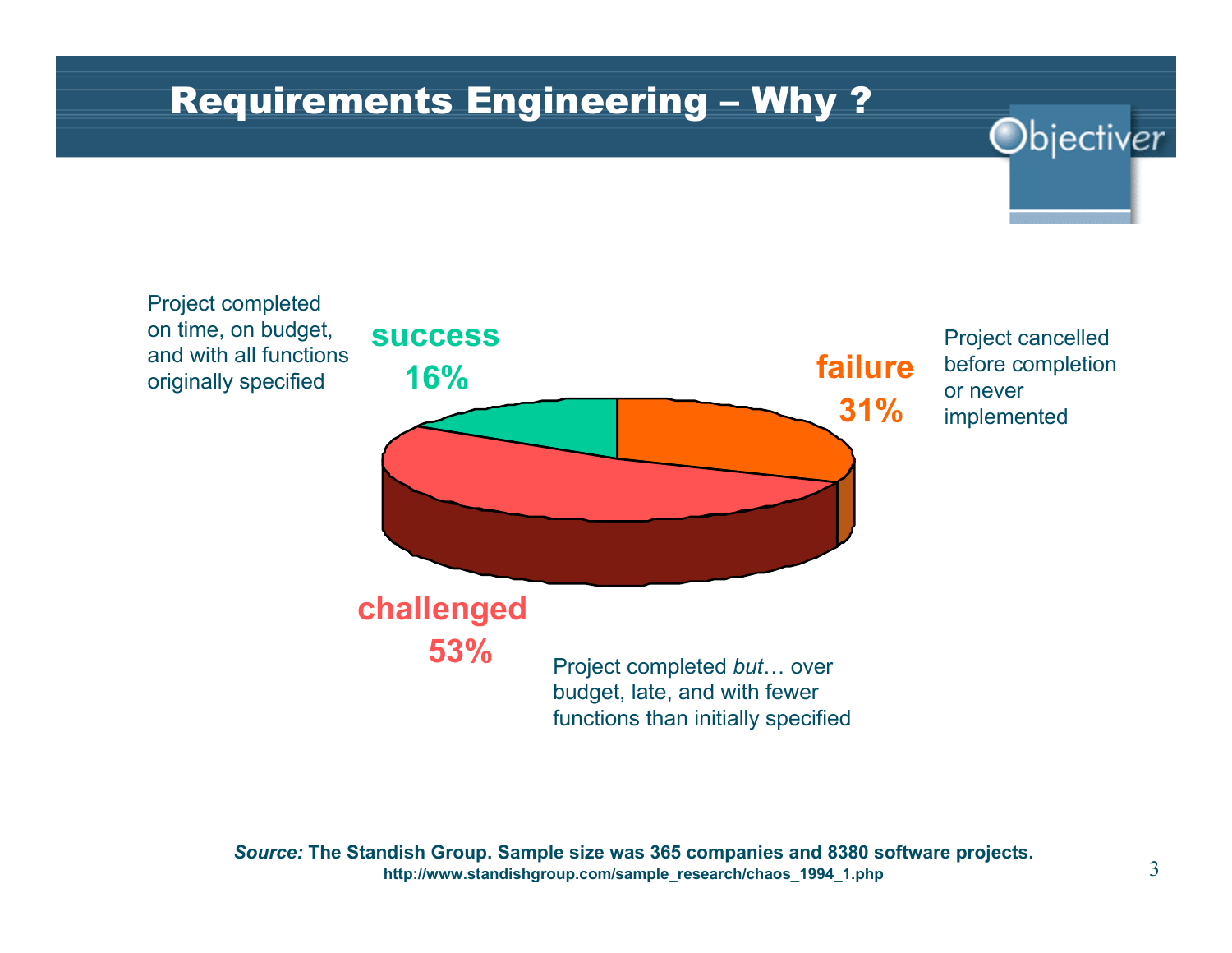# Requirements Engineering – Why ?

Project completed on time, on budget, and with all functions originally specified

**success**
**16%**

**failure**
**31%**

Project cancelled before completion or never implemented

**challenged**
**53%**

Project completed *but*… over budget, late, and with fewer functions than initially specified

***Source:*** **The Standish Group. Sample size was 365 companies and 8380 software projects.**
**http://www.standishgroup.com/sample_research/chaos_1994_1.php**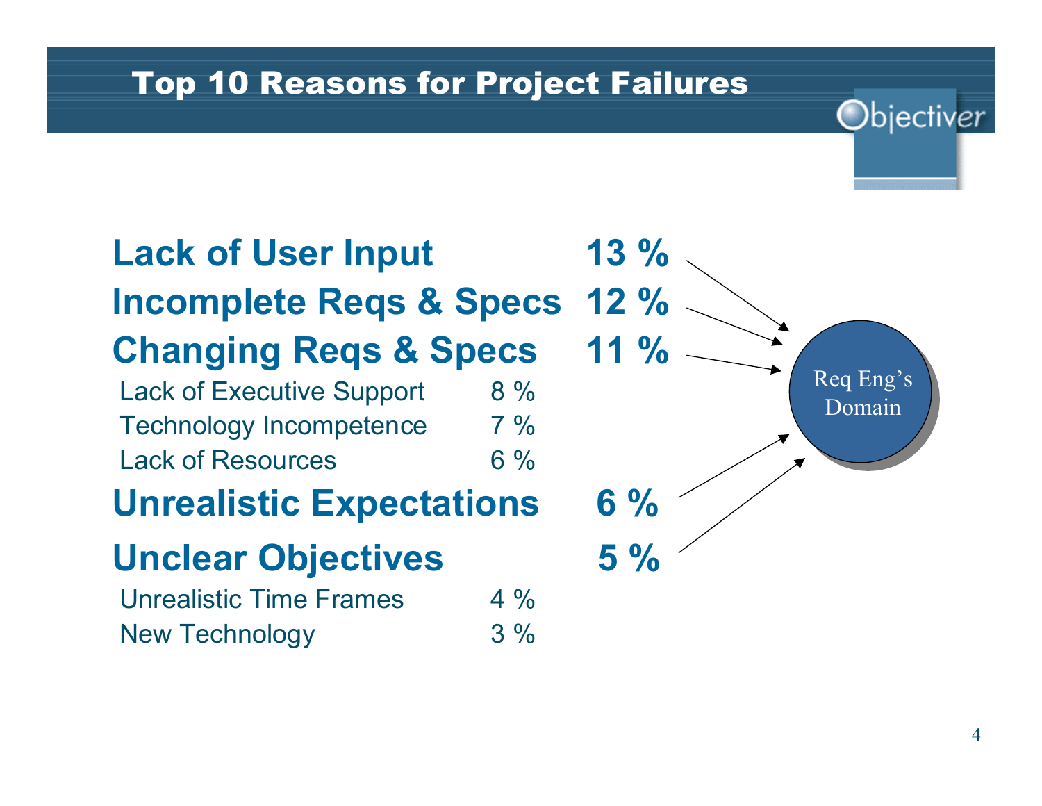# Top 10 Reasons for Project Failures

| Reason | Percentage |
| --- | --- |
| **Lack of User Input** | **13 %** |
| **Incomplete Reqs & Specs** | **12 %** |
| **Changing Reqs & Specs** | **11 %** |
| Lack of Executive Support | 8 % |
| Technology Incompetence | 7 % |
| Lack of Resources | 6 % |
| **Unrealistic Expectations** | **6 %** |
| **Unclear Objectives** | **5 %** |
| Unrealistic Time Frames | 4 % |
| New Technology | 3 % |

Req Eng's Domain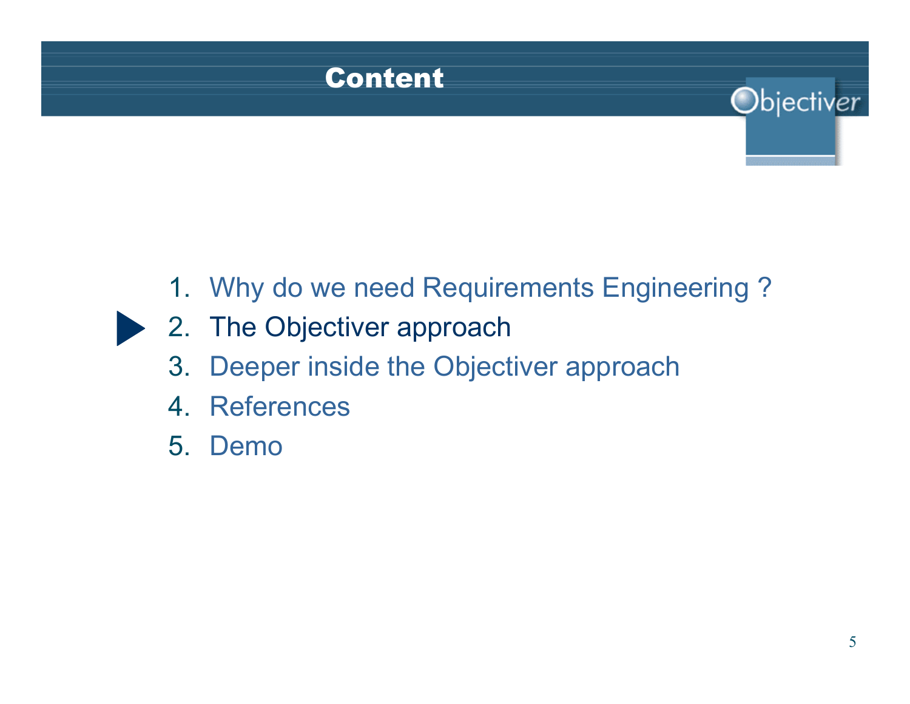# Content

1. Why do we need Requirements Engineering ?
2. The Objectiver approach
3. Deeper inside the Objectiver approach
4. References
5. Demo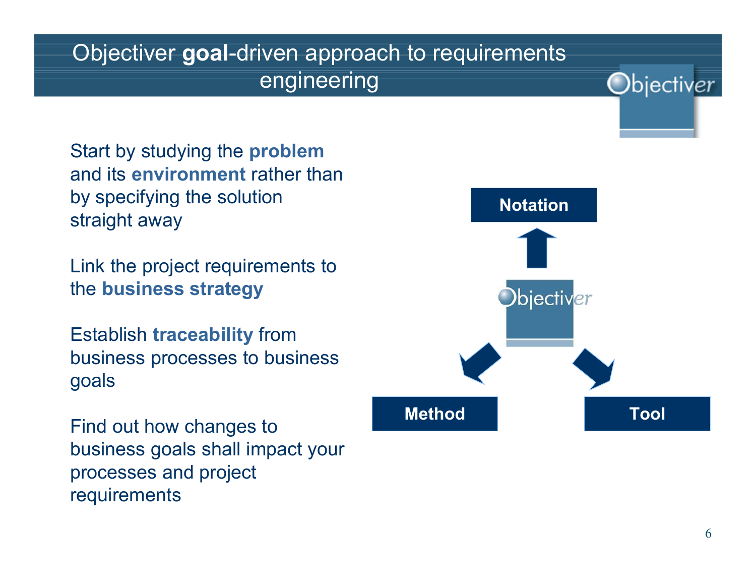# Objectiver **goal**-driven approach to requirements engineering

Start by studying the **problem** and its **environment** rather than by specifying the solution straight away

Link the project requirements to the **business strategy**

Establish **traceability** from business processes to business goals

Find out how changes to business goals shall impact your processes and project requirements

**Notation**

**Method**

**Tool**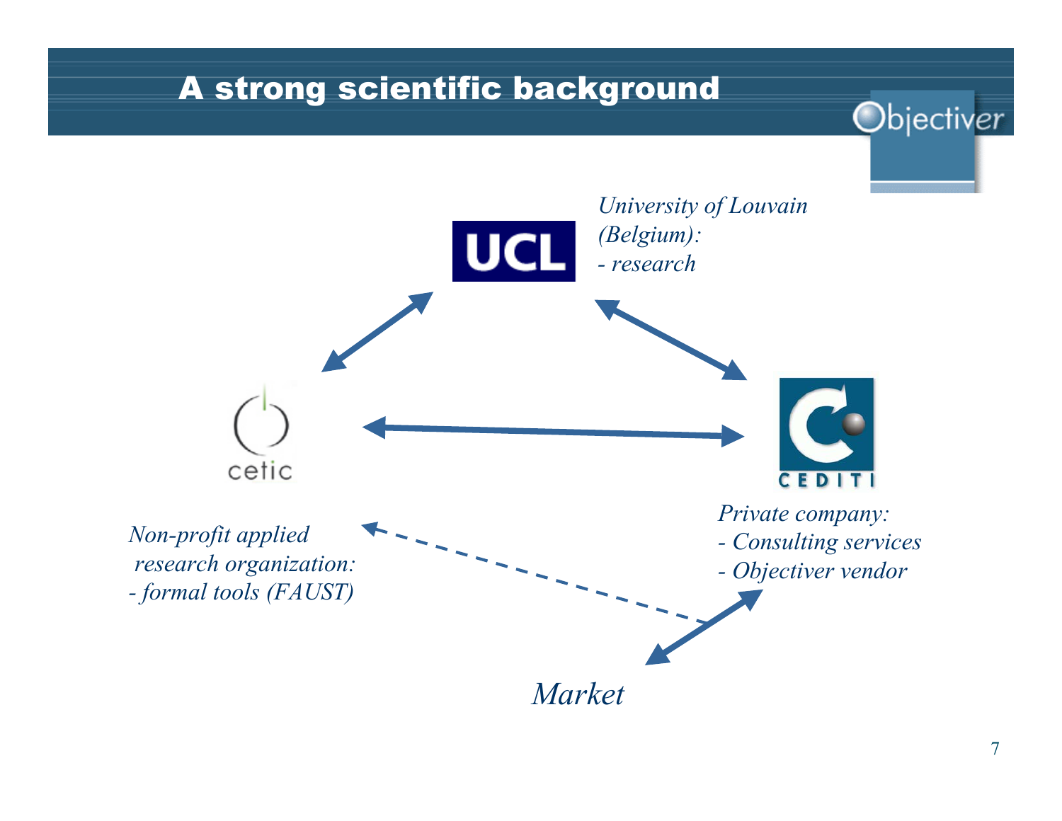# A strong scientific background

UCL

*University of Louvain (Belgium):*
*- research*

cetic

*Non-profit applied research organization:*
*- formal tools (FAUST)*

CEDITI

*Private company:*
*- Consulting services*
*- Objectiver vendor*

*Market*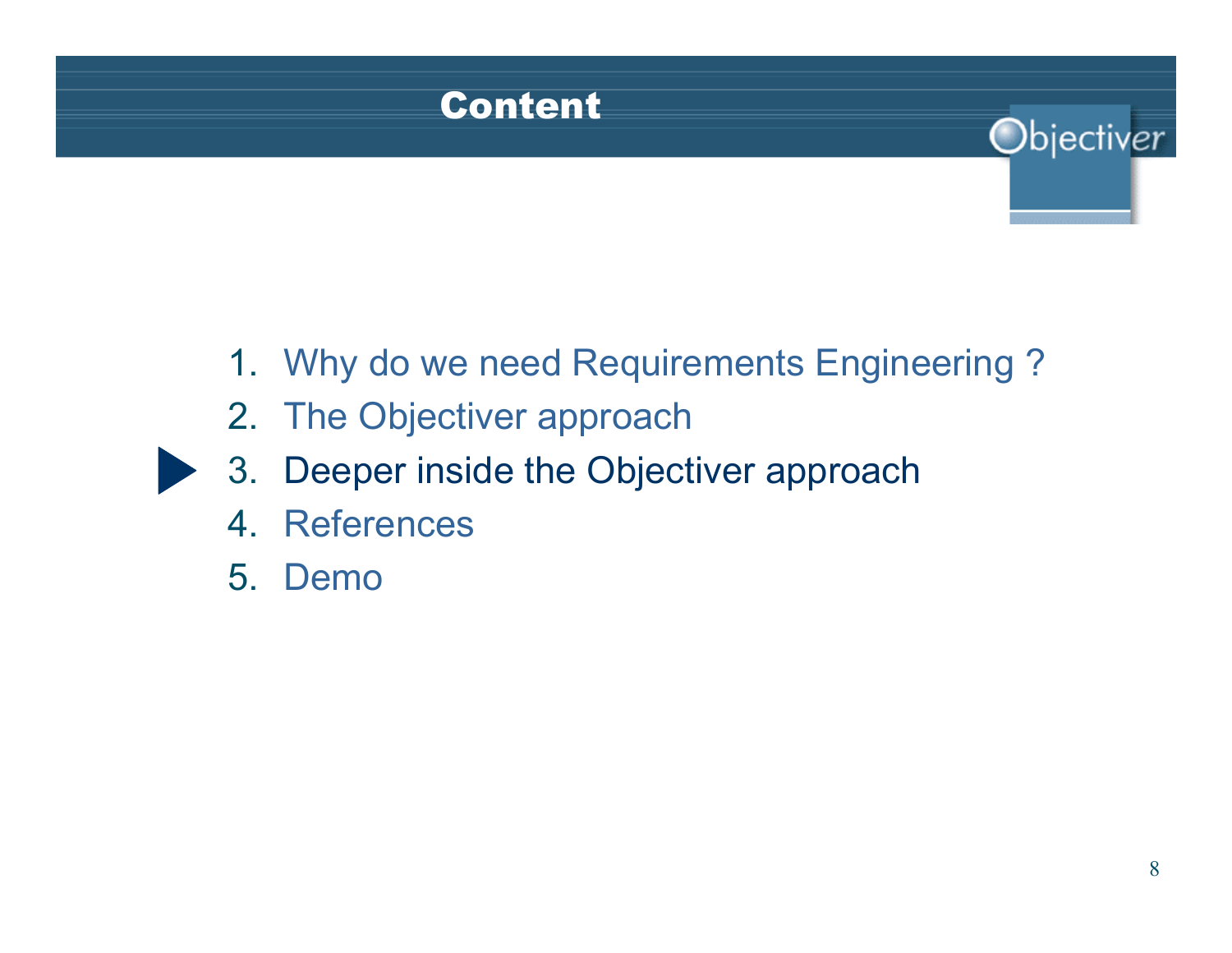# Content

1. Why do we need Requirements Engineering ?
2. The Objectiver approach
3. Deeper inside the Objectiver approach
4. References
5. Demo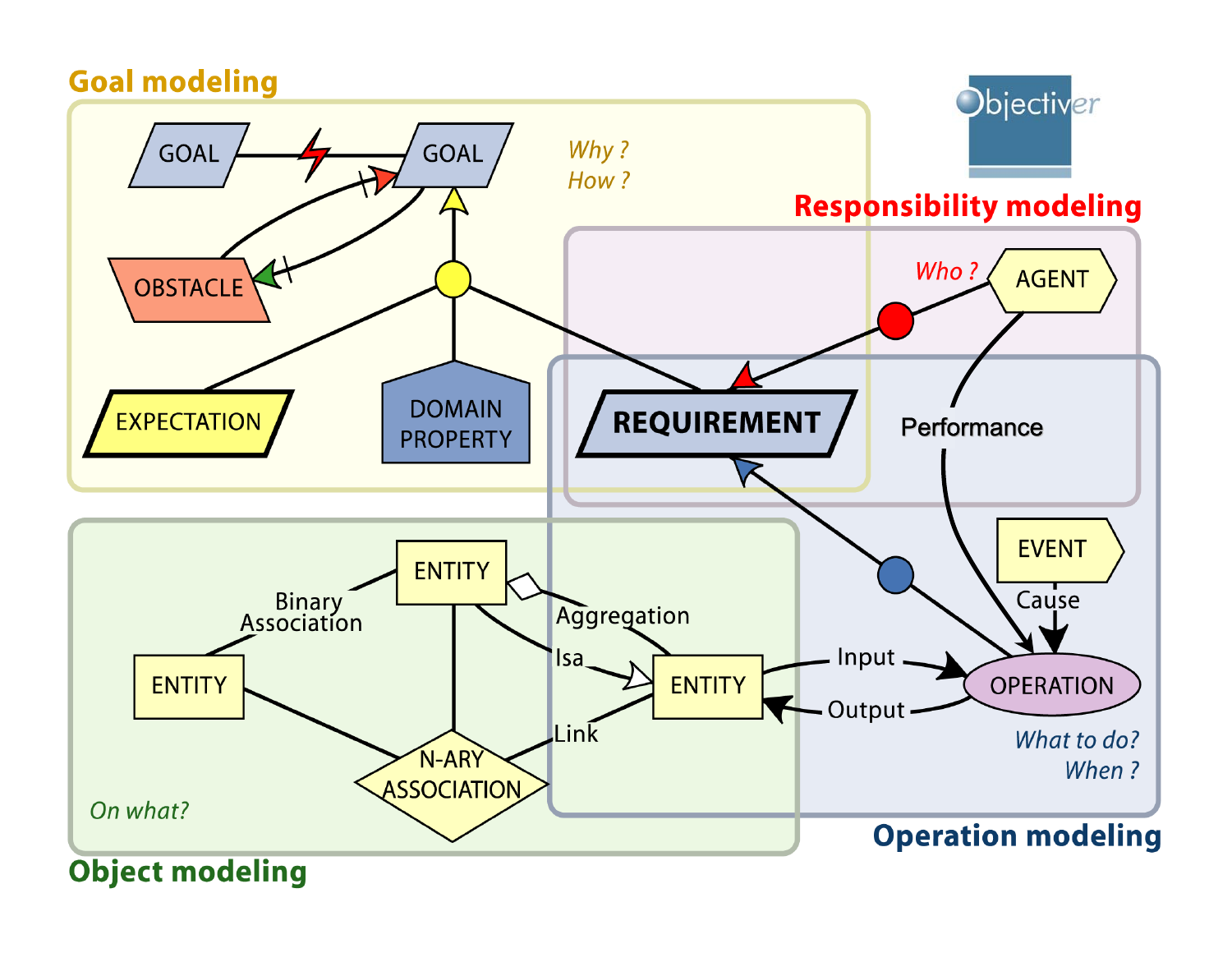## Goal modeling

GOAL

GOAL

*Why ?*
*How ?*

OBSTACLE

EXPECTATION

DOMAIN PROPERTY

REQUIREMENT

## Responsibility modeling

*Who ?*

AGENT

Performance

## Operation modeling

EVENT

Cause

OPERATION

Input

Output

*What to do?*
*When ?*

## Object modeling

ENTITY

ENTITY

ENTITY

Binary Association

Aggregation

Isa

Link

N-ARY ASSOCIATION

*On what?*

Objectiver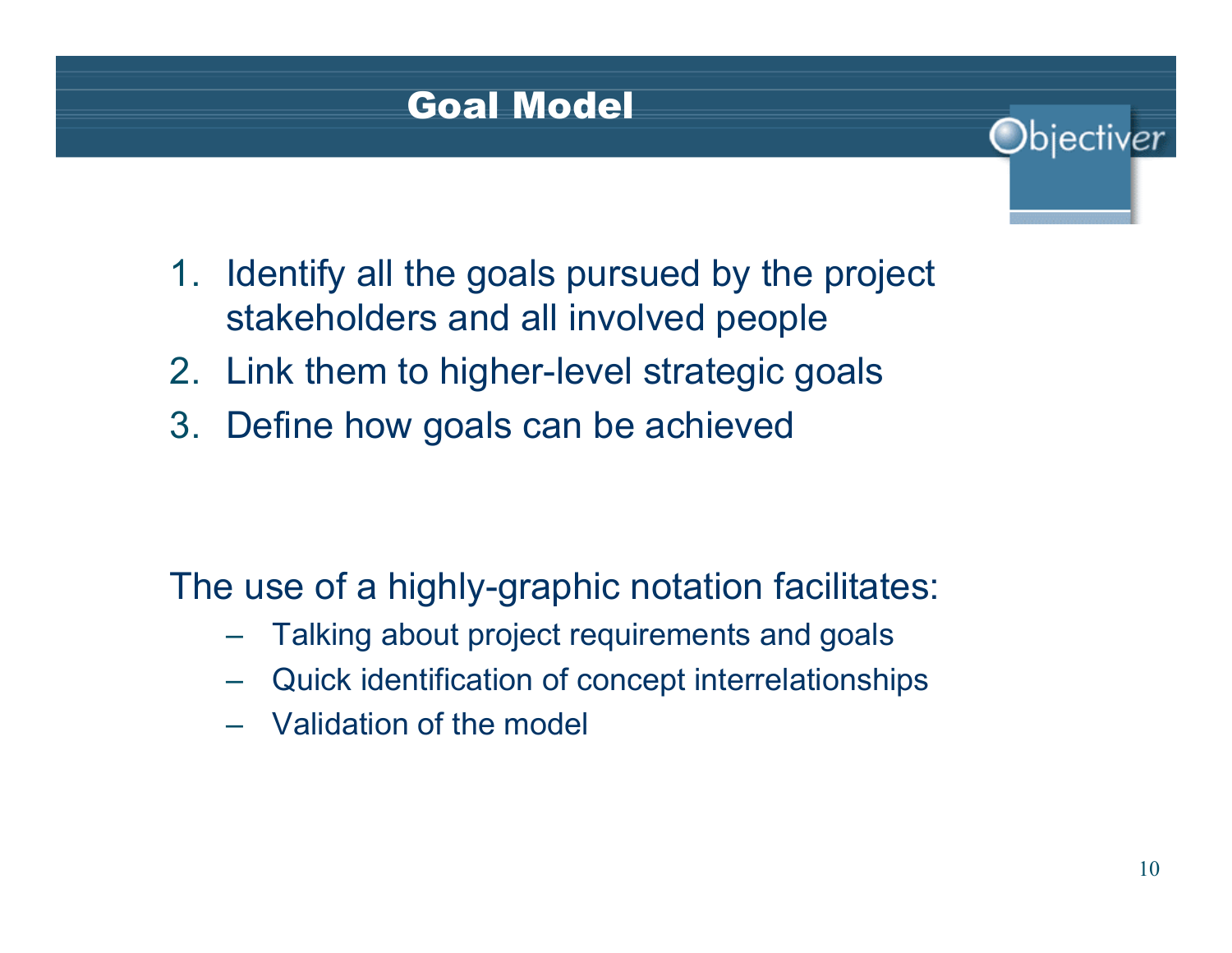# Goal Model

1. Identify all the goals pursued by the project stakeholders and all involved people
2. Link them to higher-level strategic goals
3. Define how goals can be achieved

The use of a highly-graphic notation facilitates:

- Talking about project requirements and goals
- Quick identification of concept interrelationships
- Validation of the model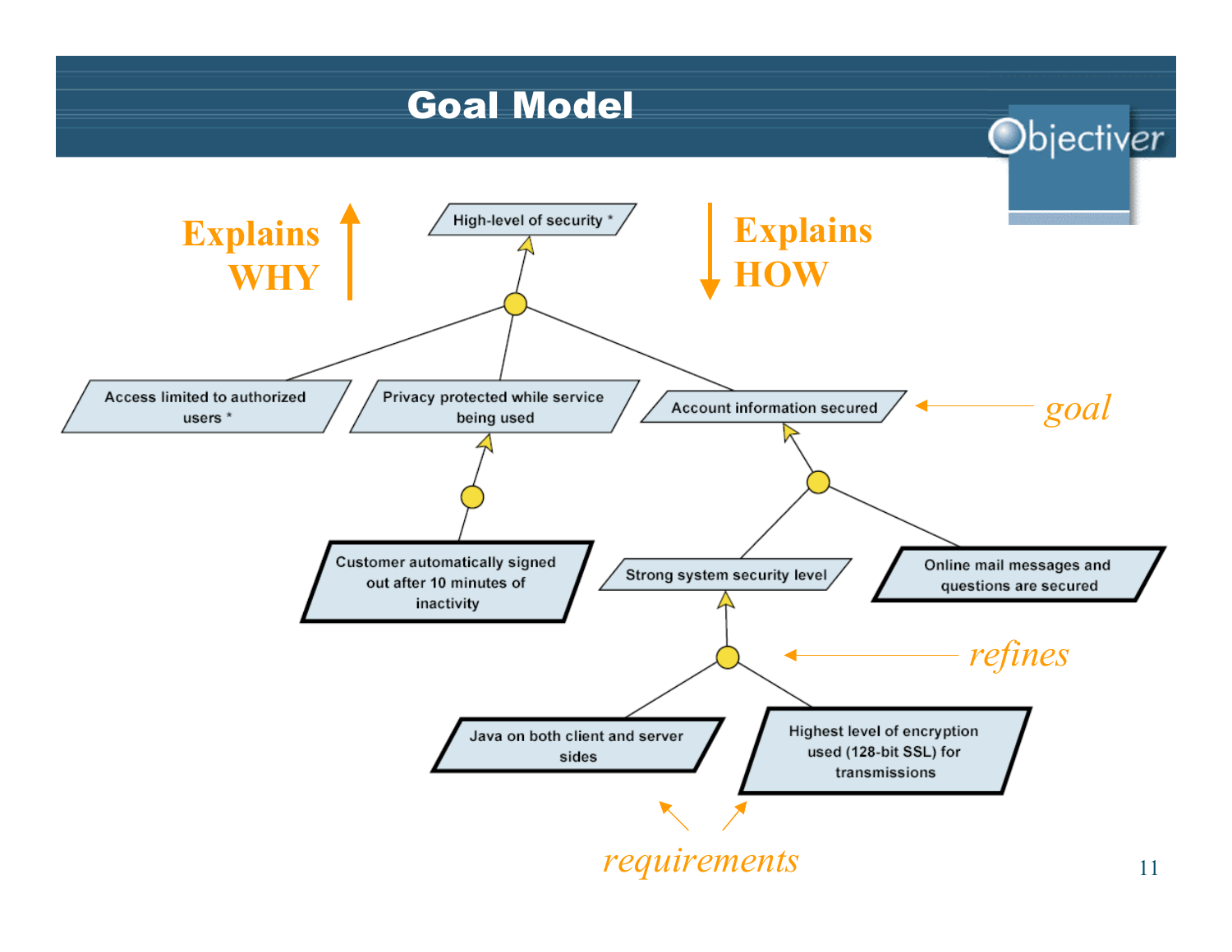# Goal Model

Explains WHY ↑

Explains HOW ↓

- High-level of security *
  - Access limited to authorized users *
  - Privacy protected while service being used
    - Customer automatically signed out after 10 minutes of inactivity
  - Account information secured ← *goal*
    - Strong system security level
      - Java on both client and server sides
      - Highest level of encryption used (128-bit SSL) for transmissions
    - Online mail messages and questions are secured

*refines* (points to the refinement nodes connecting a goal to its sub-goals)

*requirements* (points to "Java on both client and server sides" and "Highest level of encryption used (128-bit SSL) for transmissions")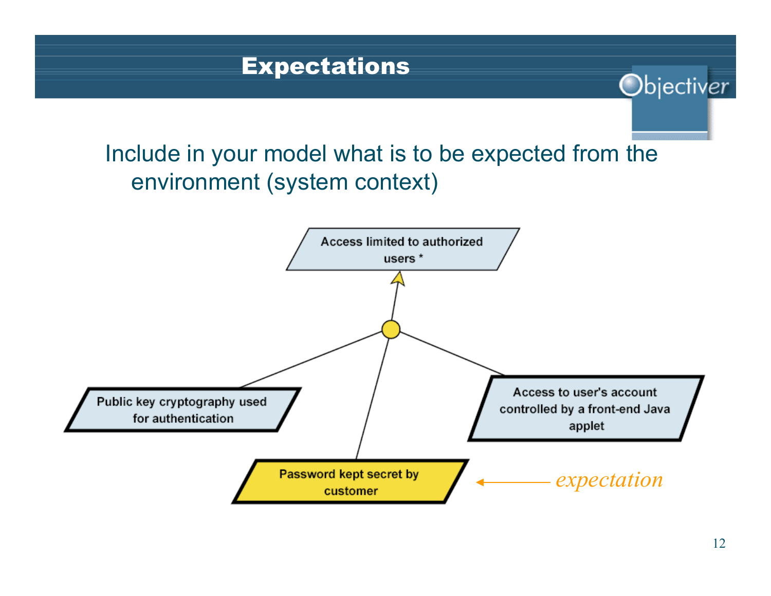# Expectations

Include in your model what is to be expected from the environment (system context)

Access limited to authorized users *

Public key cryptography used for authentication

Password kept secret by customer

Access to user's account controlled by a front-end Java applet

*expectation*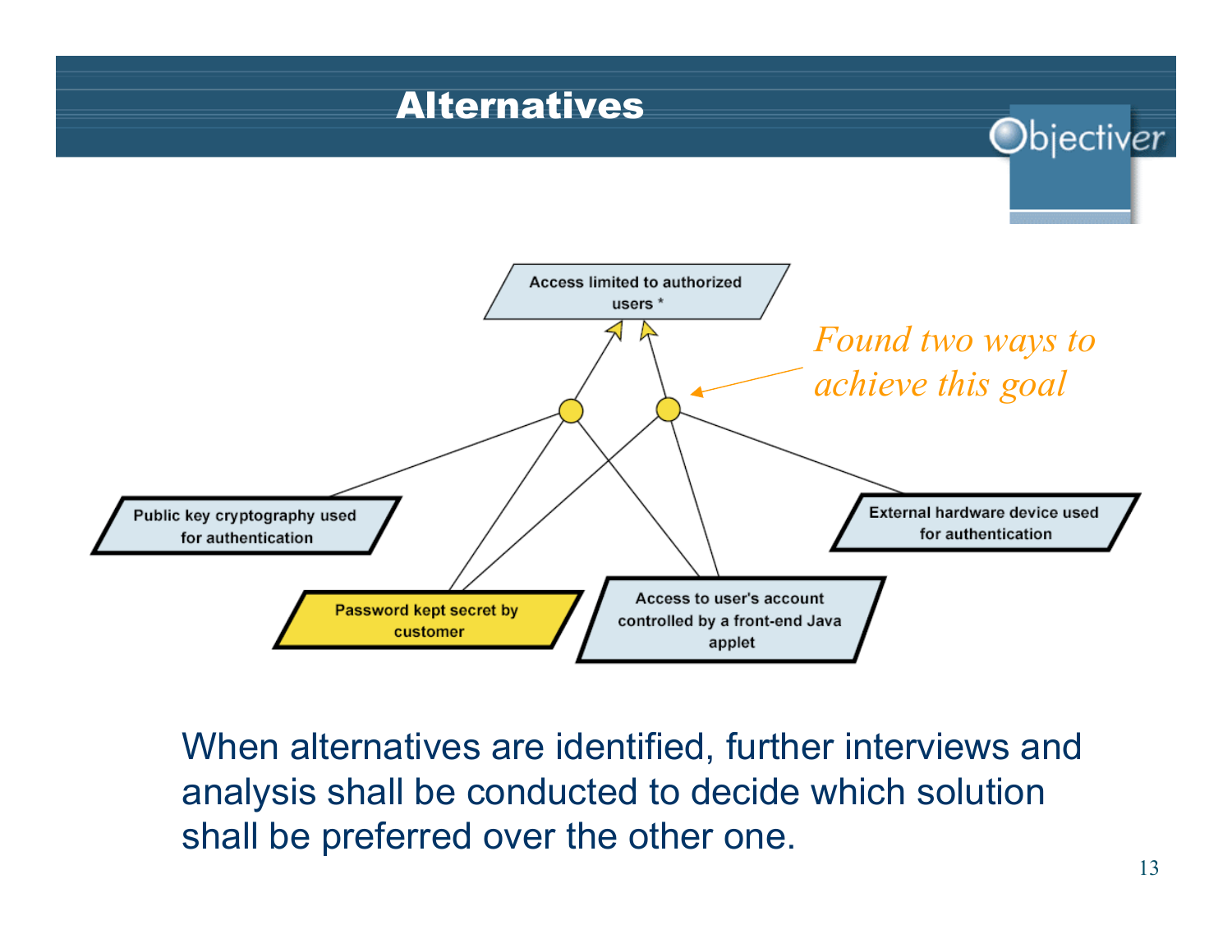# Alternatives

Access limited to authorized users *

*Found two ways to achieve this goal*

Public key cryptography used for authentication

Password kept secret by customer

Access to user's account controlled by a front-end Java applet

External hardware device used for authentication

When alternatives are identified, further interviews and analysis shall be conducted to decide which solution shall be preferred over the other one.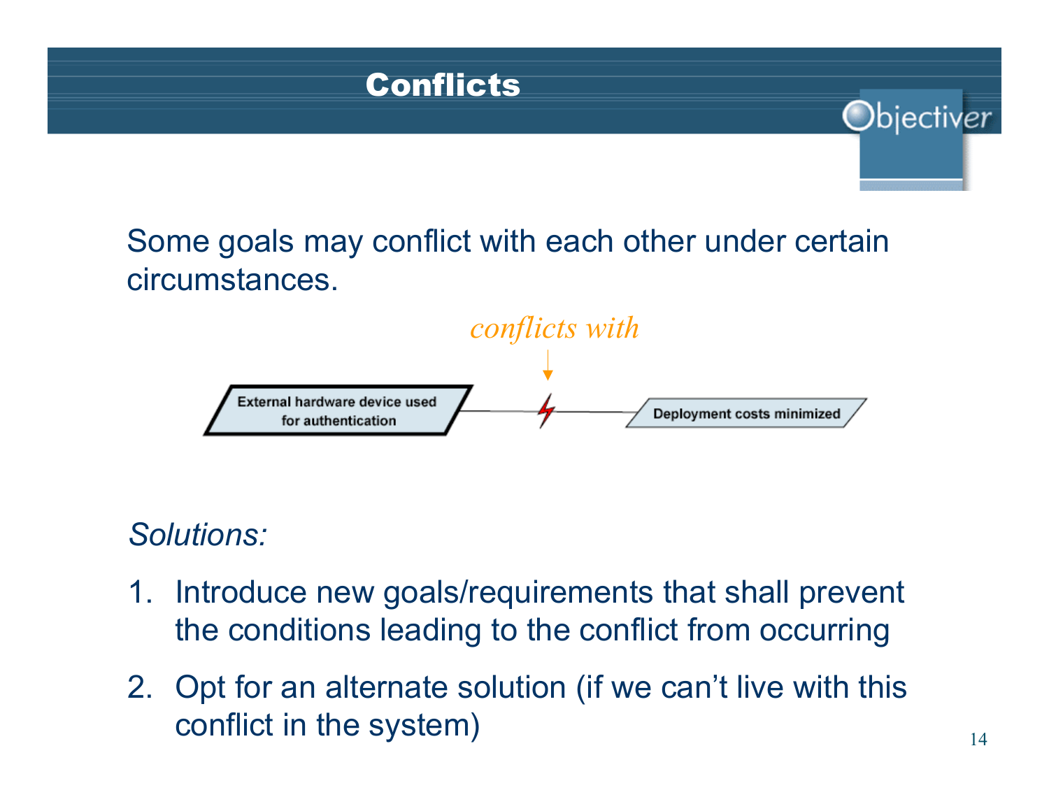# Conflicts

Some goals may conflict with each other under certain circumstances.

External hardware device used for authentication — *conflicts with* — Deployment costs minimized

*Solutions:*

1. Introduce new goals/requirements that shall prevent the conditions leading to the conflict from occurring
2. Opt for an alternate solution (if we can't live with this conflict in the system)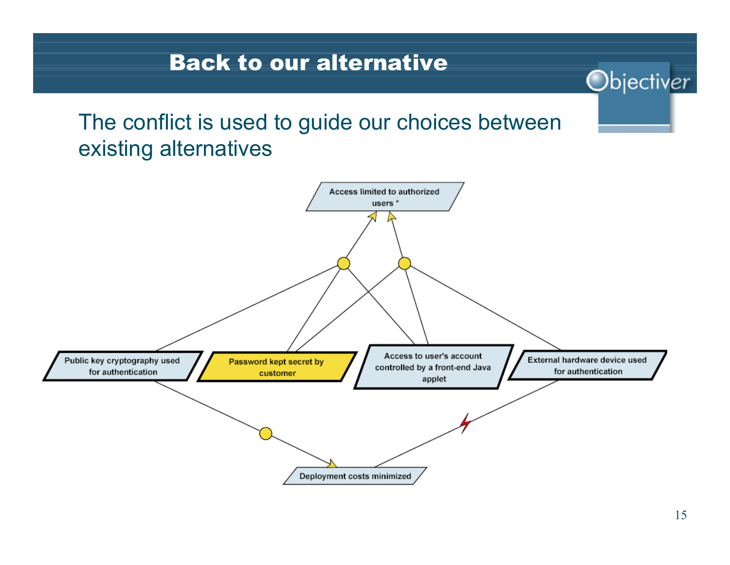# Back to our alternative

The conflict is used to guide our choices between existing alternatives

Access limited to authorized users *

Public key cryptography used for authentication

Password kept secret by customer

Access to user's account controlled by a front-end Java applet

External hardware device used for authentication

Deployment costs minimized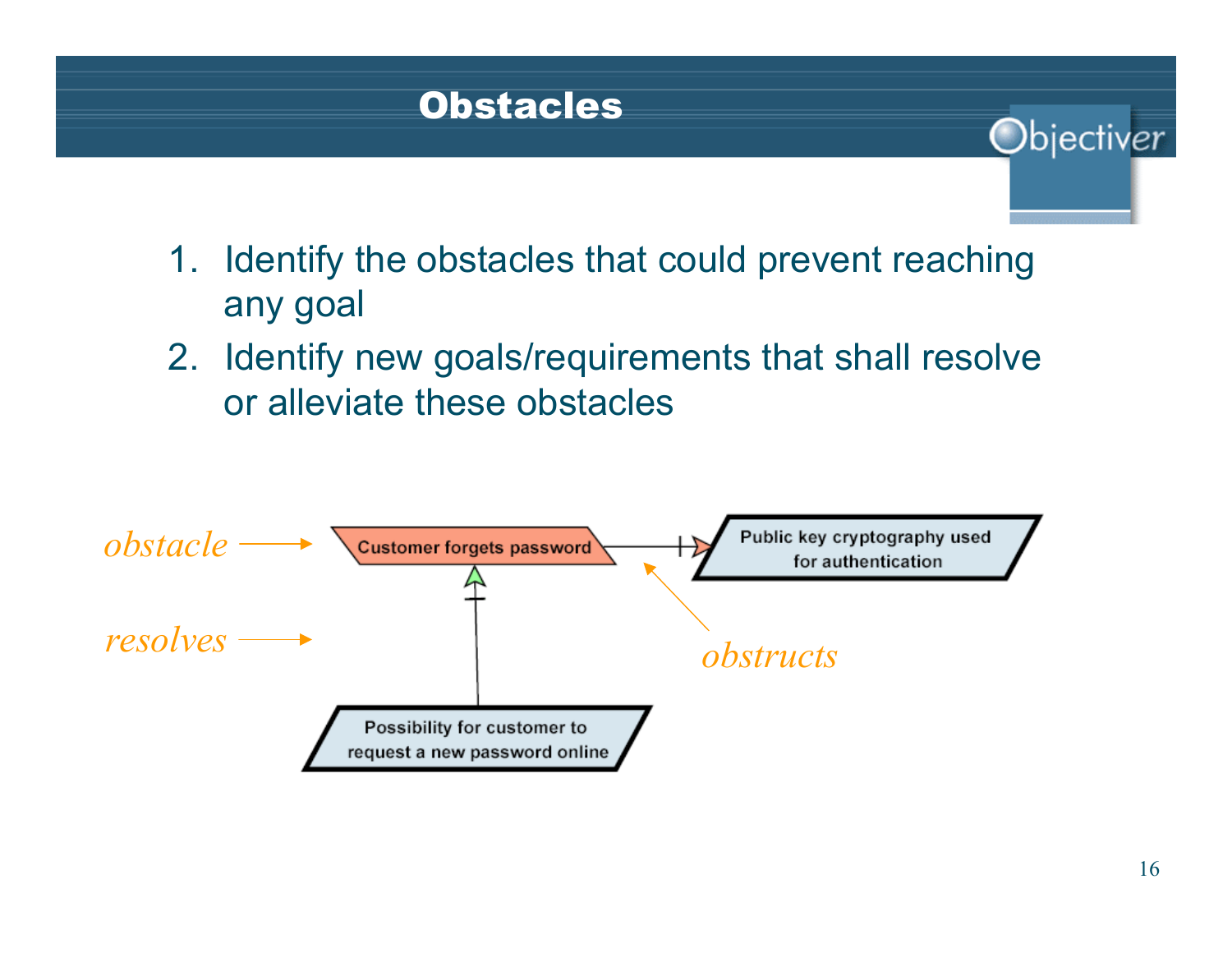# Obstacles

1. Identify the obstacles that could prevent reaching any goal
2. Identify new goals/requirements that shall resolve or alleviate these obstacles

*obstacle* → Customer forgets password

*obstructs*: Customer forgets password → Public key cryptography used for authentication

*resolves*: Possibility for customer to request a new password online → Customer forgets password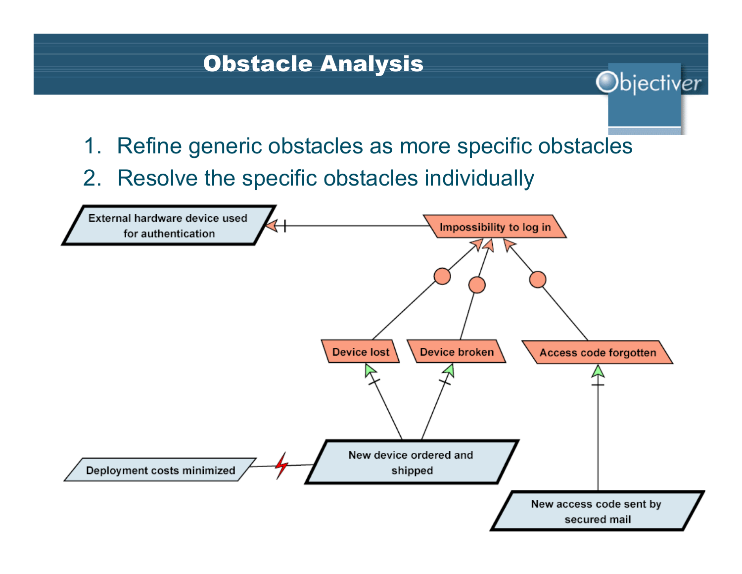# Obstacle Analysis

1. Refine generic obstacles as more specific obstacles
2. Resolve the specific obstacles individually

External hardware device used for authentication

Impossibility to log in

Device lost

Device broken

Access code forgotten

Deployment costs minimized

New device ordered and shipped

New access code sent by secured mail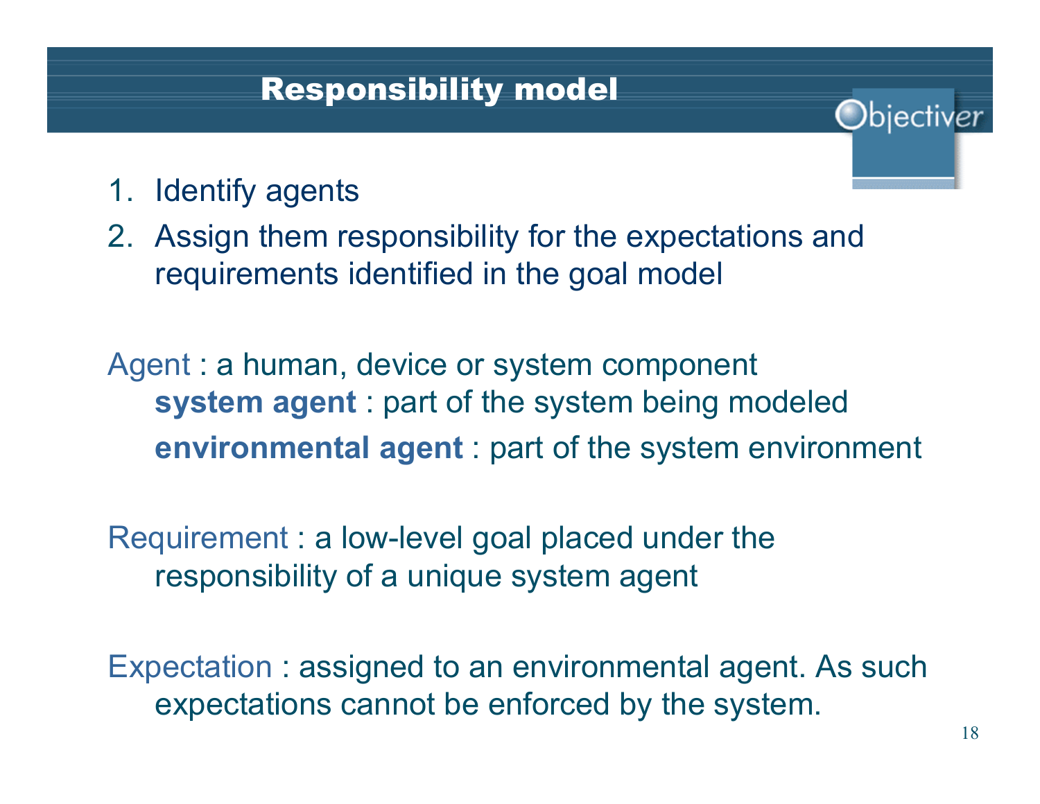# Responsibility model

1. Identify agents
2. Assign them responsibility for the expectations and requirements identified in the goal model

Agent : a human, device or system component
- **system agent** : part of the system being modeled
- **environmental agent** : part of the system environment

Requirement : a low-level goal placed under the responsibility of a unique system agent

Expectation : assigned to an environmental agent. As such expectations cannot be enforced by the system.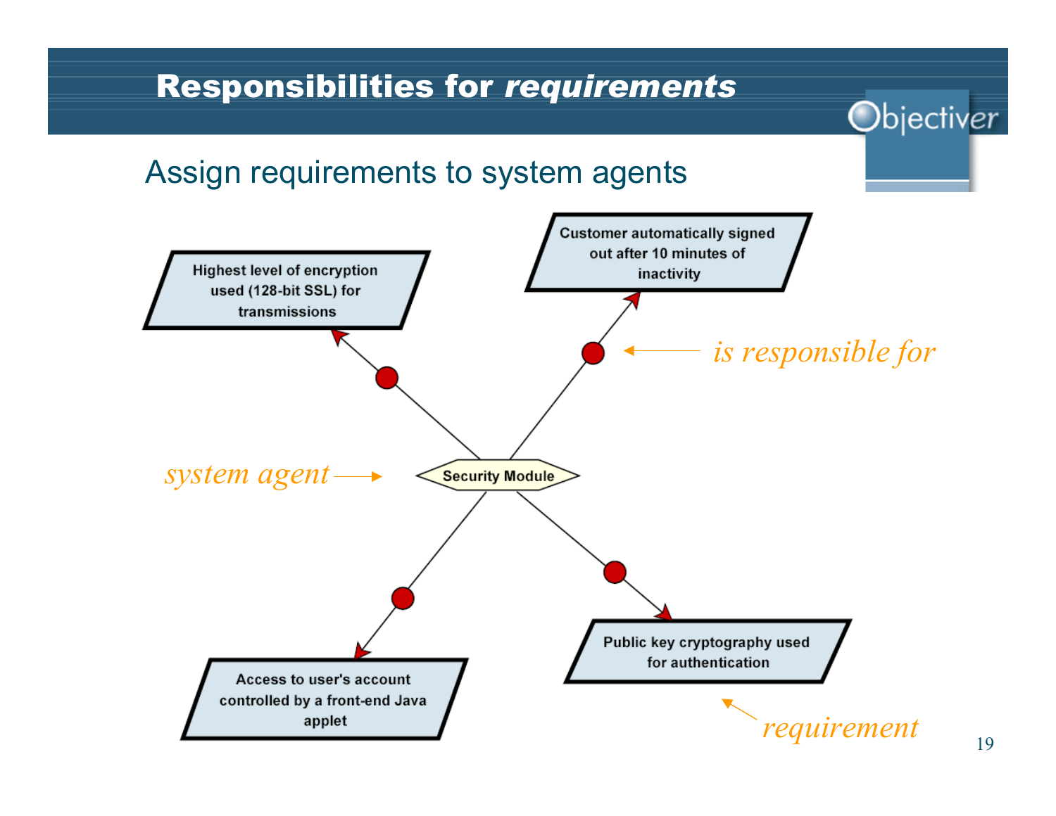# Responsibilities for *requirements*

Assign requirements to system agents

Highest level of encryption used (128-bit SSL) for transmissions

Customer automatically signed out after 10 minutes of inactivity

*is responsible for*

*system agent*

Security Module

Access to user's account controlled by a front-end Java applet

Public key cryptography used for authentication

*requirement*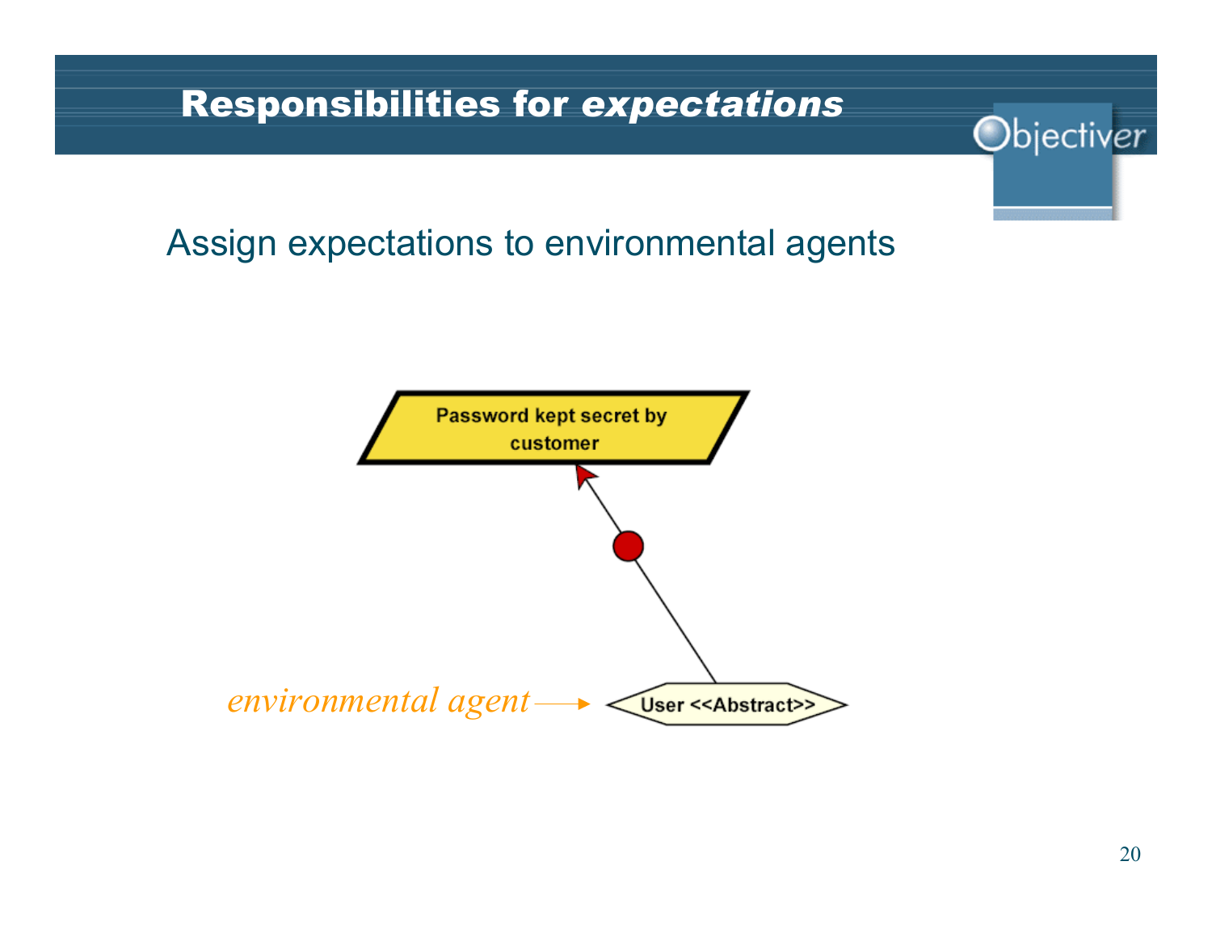# Responsibilities for *expectations*

Assign expectations to environmental agents

Password kept secret by customer

*environmental agent* → User <<Abstract>>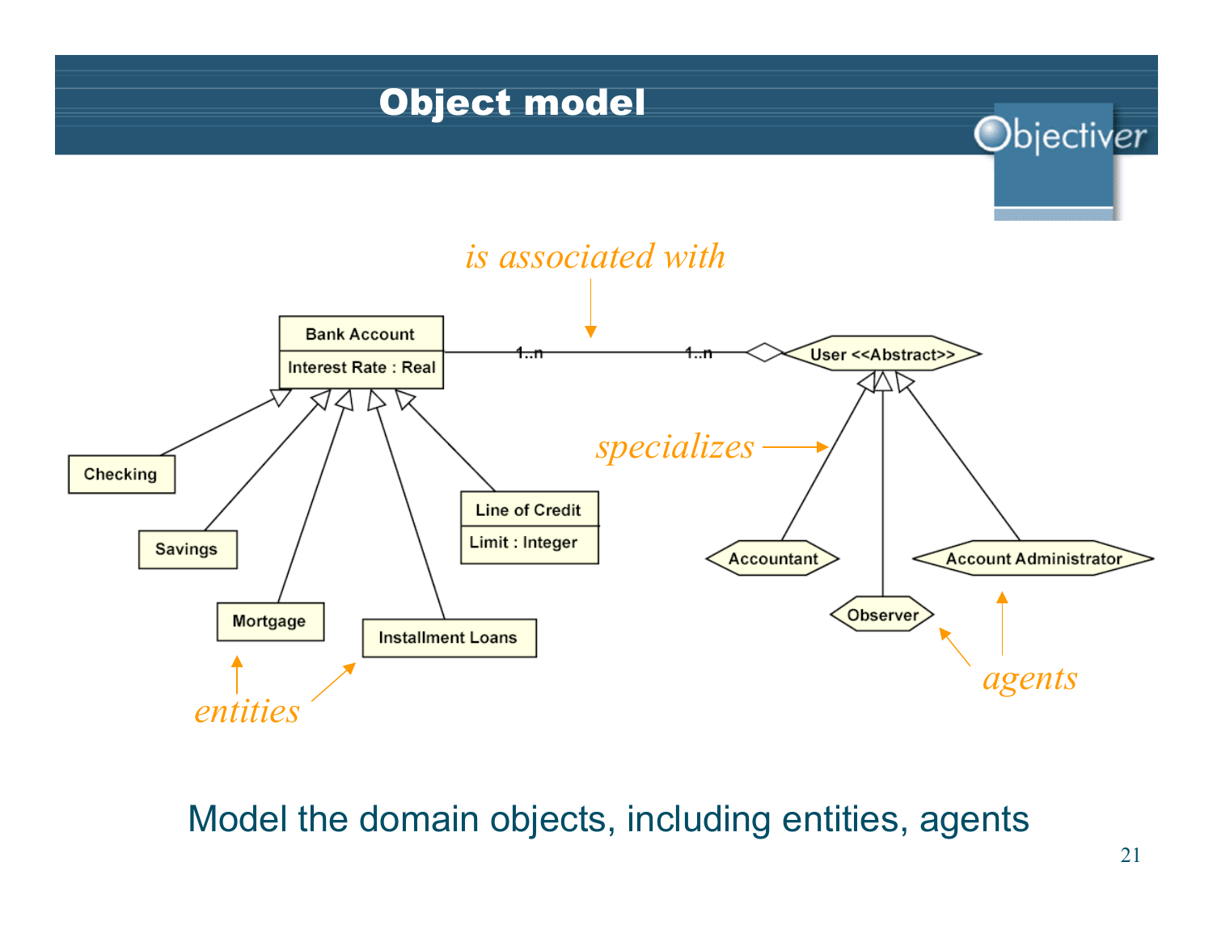# Object model

*is associated with*

Bank Account
Interest Rate : Real

1..n — 1..n

User <<Abstract>>

*specializes*

Checking

Savings

Mortgage

Installment Loans

Line of Credit
Limit : Integer

Accountant

Observer

Account Administrator

*entities*

*agents*

Model the domain objects, including entities, agents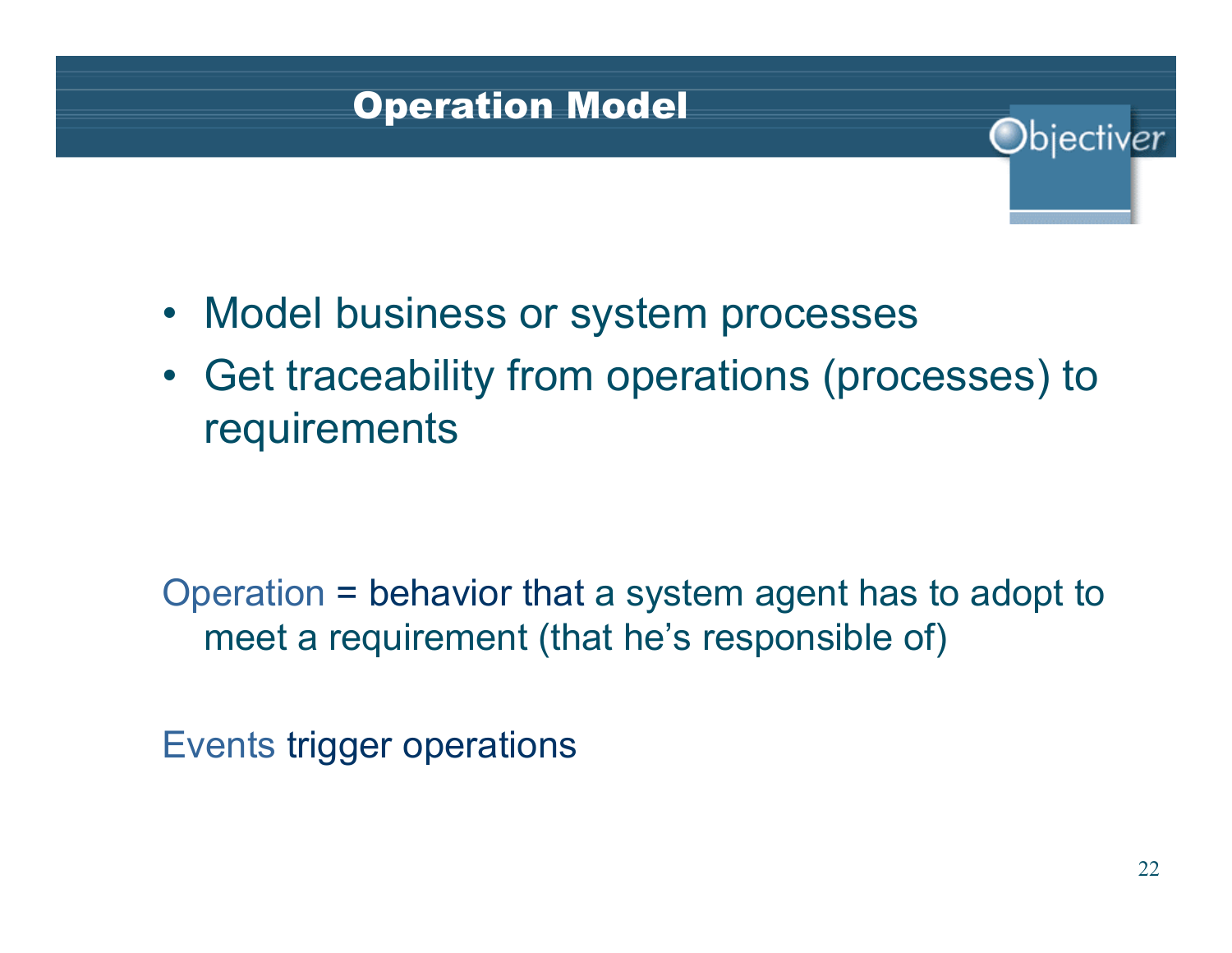# Operation Model

- Model business or system processes
- Get traceability from operations (processes) to requirements

Operation = behavior that a system agent has to adopt to meet a requirement (that he's responsible of)

Events trigger operations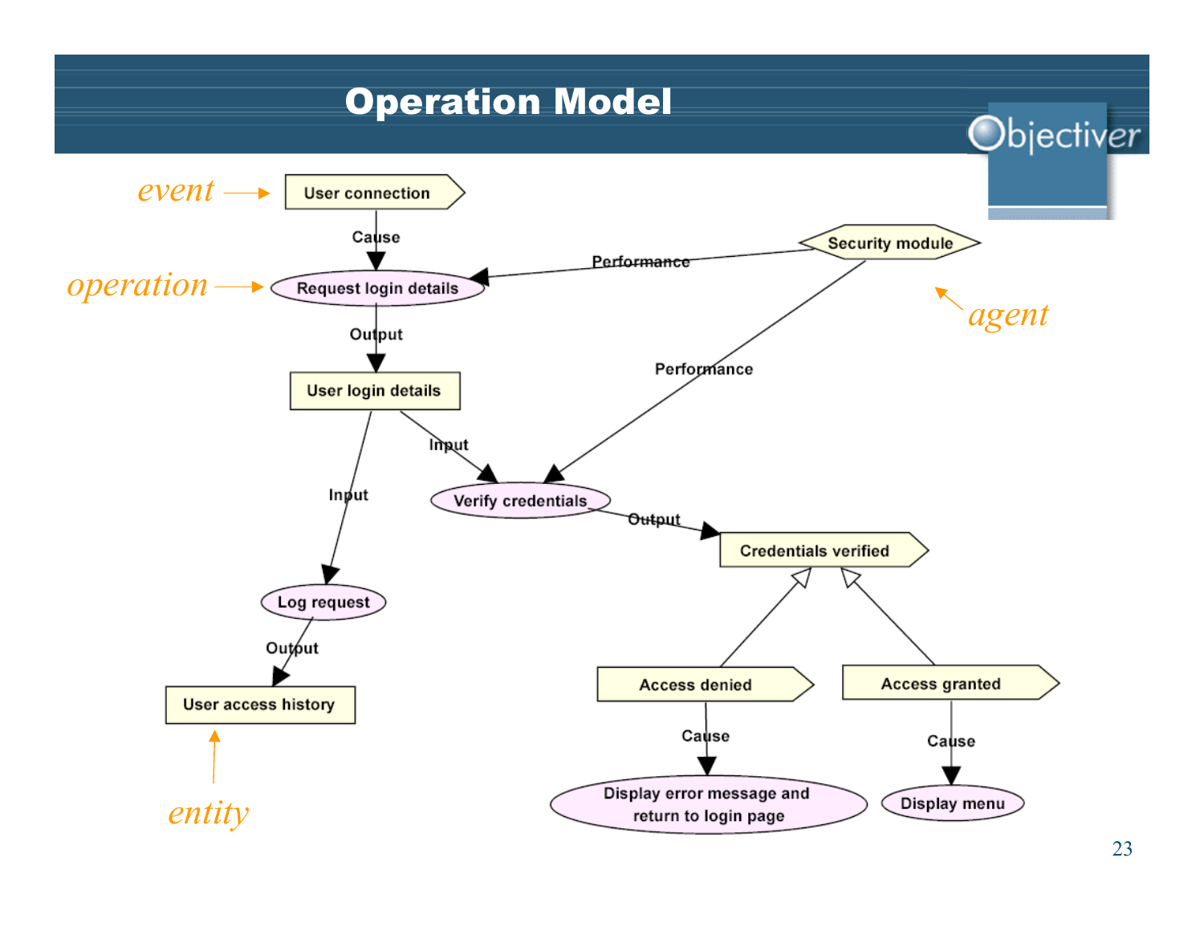# Operation Model

*event* → User connection

*operation* → Request login details

*agent* → Security module

*entity* → User access history

- User connection —Cause→ Request login details
- Security module —Performance→ Request login details
- Request login details —Output→ User login details
- User login details —Input→ Verify credentials
- Security module —Performance→ Verify credentials
- User login details —Input→ Log request
- Log request —Output→ User access history
- Verify credentials —Output→ Credentials verified
- Access denied → Credentials verified
- Access granted → Credentials verified
- Access denied —Cause→ Display error message and return to login page
- Access granted —Cause→ Display menu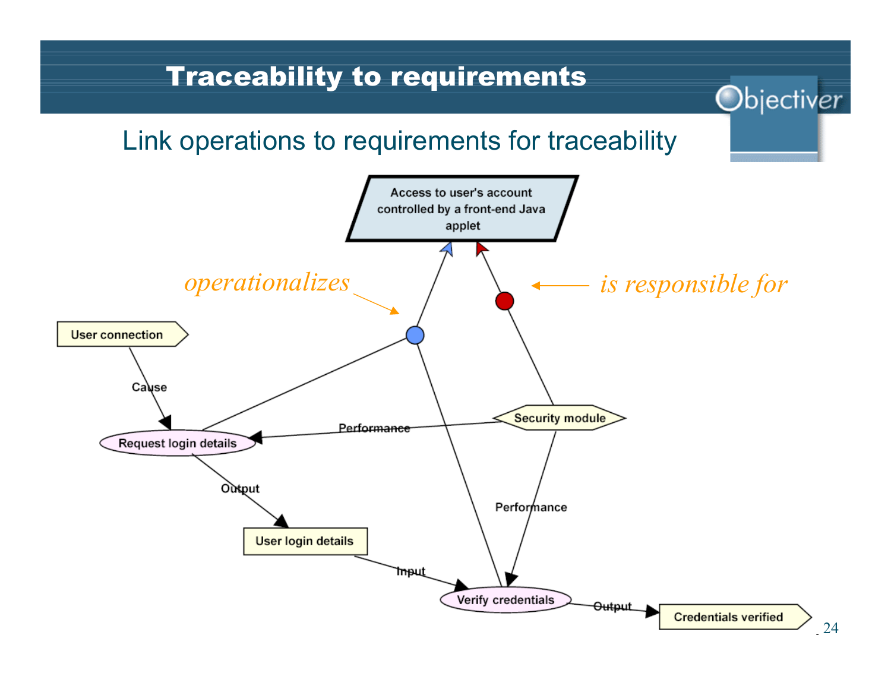# Traceability to requirements

Link operations to requirements for traceability

Access to user's account controlled by a front-end Java applet

*operationalizes*

*is responsible for*

User connection

Cause

Request login details

Performance

Security module

Output

User login details

Performance

Input

Verify credentials

Output

Credentials verified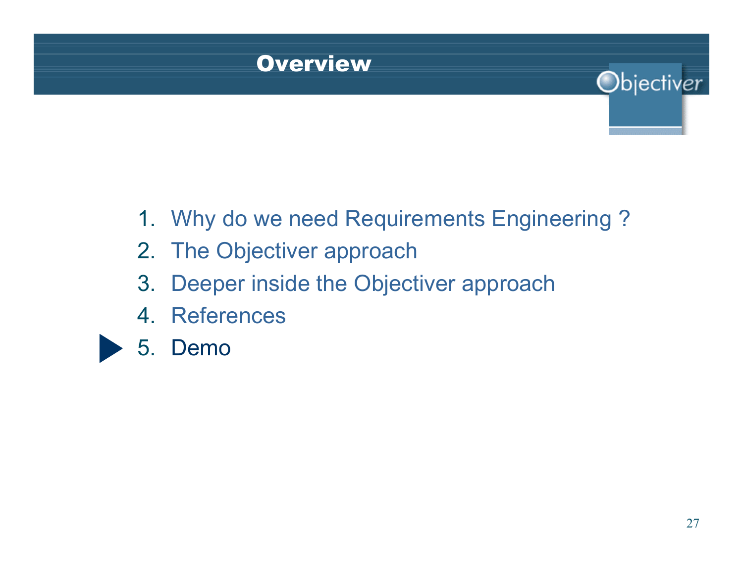# Overview

1. Why do we need Requirements Engineering ?
2. The Objectiver approach
3. Deeper inside the Objectiver approach
4. References
5. Demo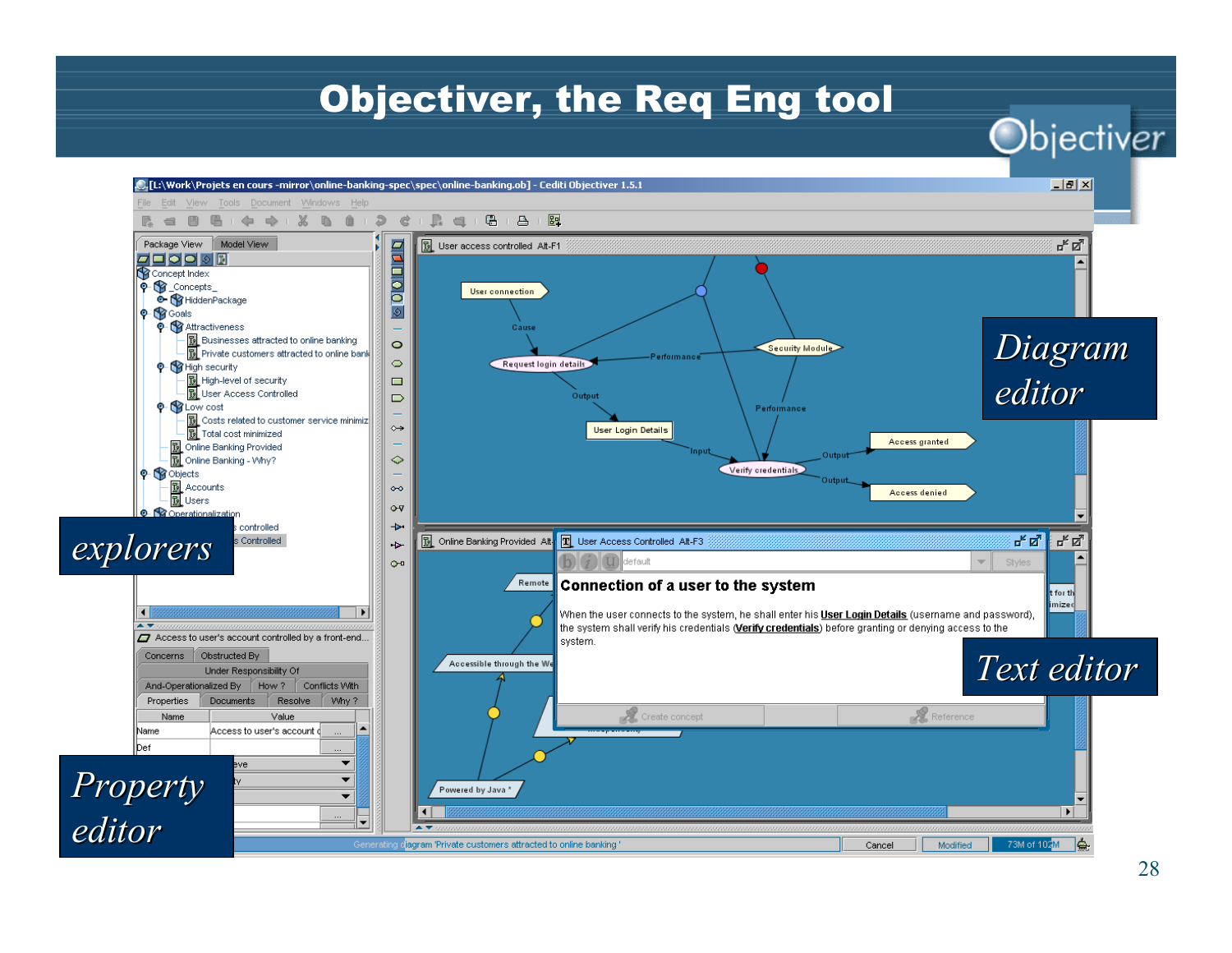# Objectiver, the Req Eng tool

Diagram editor

explorers

Text editor

Property editor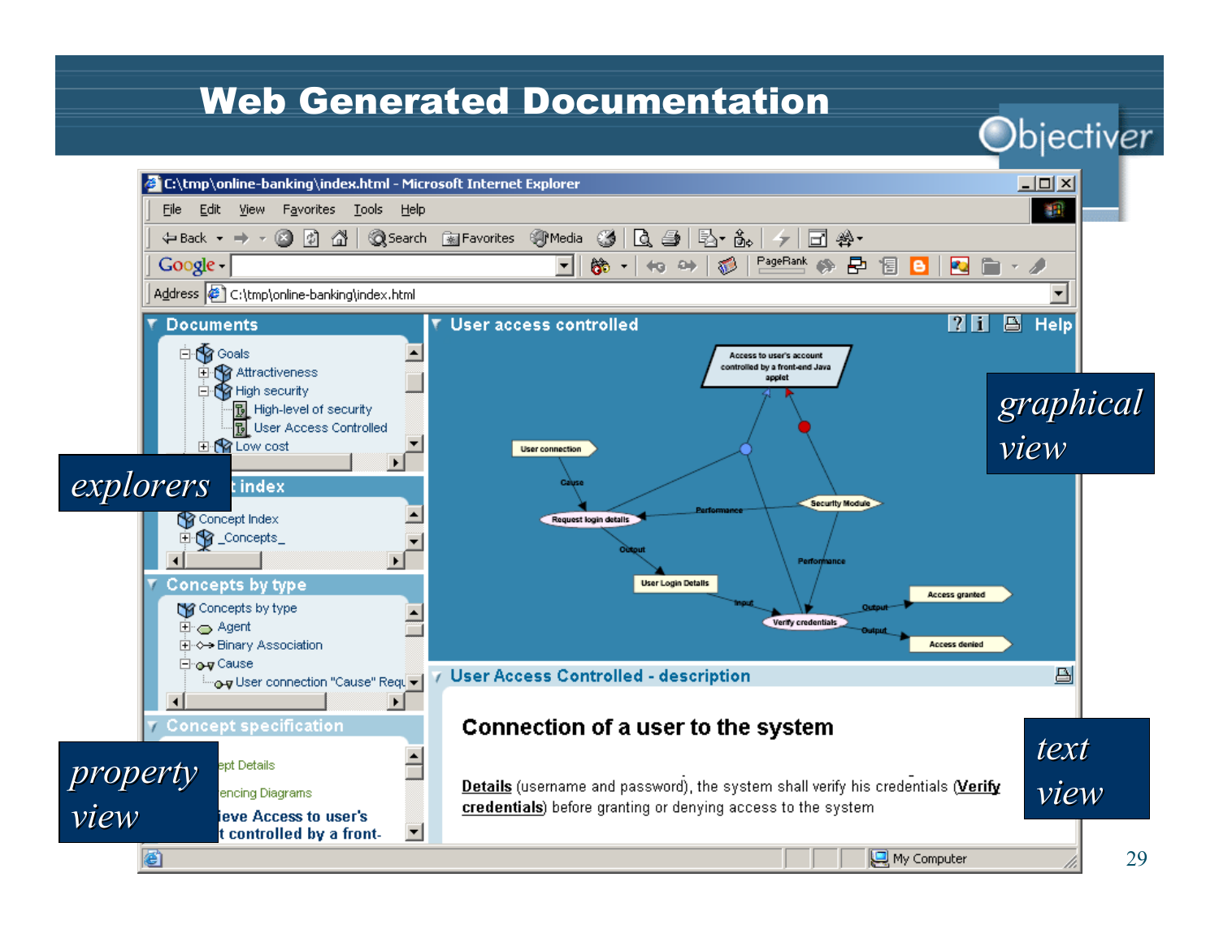# Web Generated Documentation

*explorers*

*graphical view*

*property view*

*text view*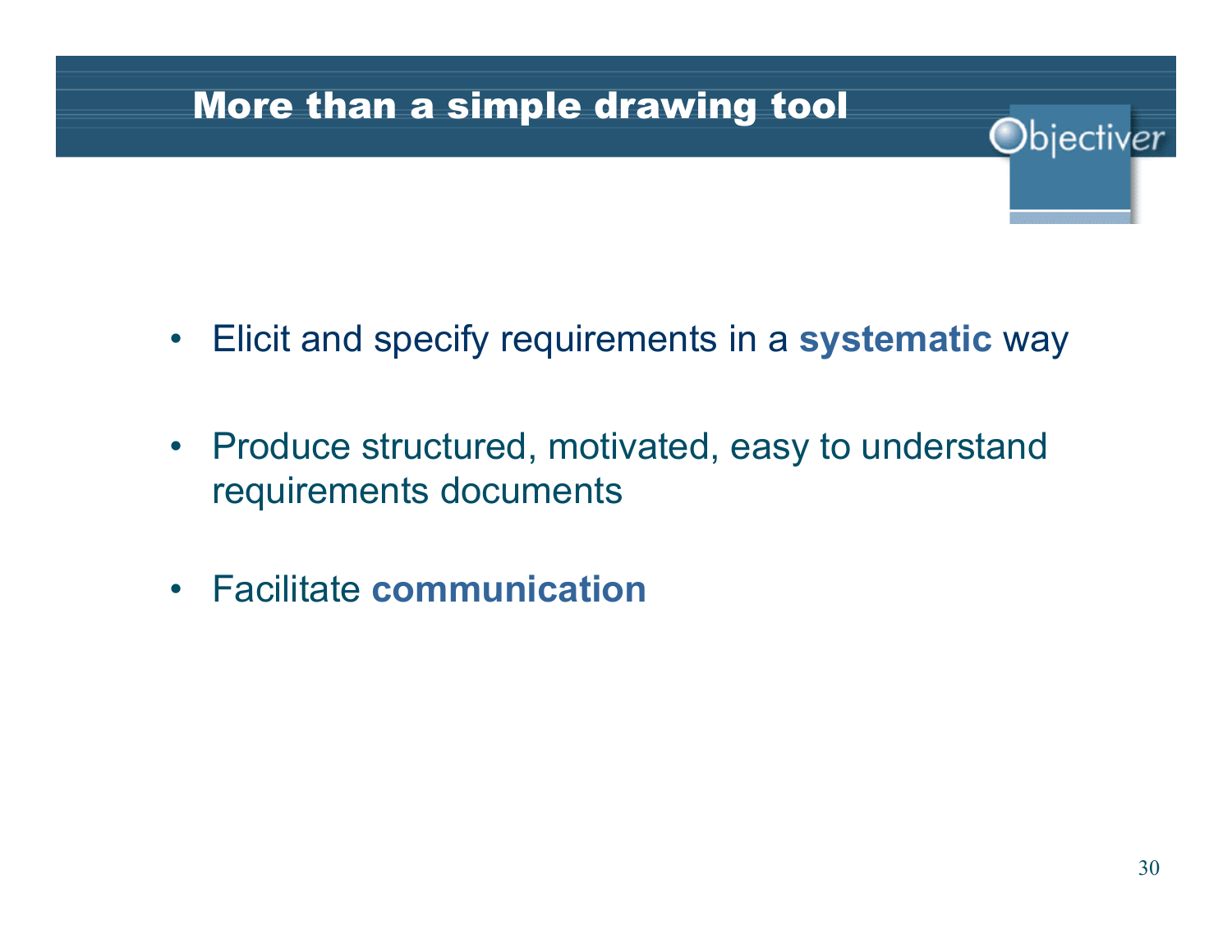# More than a simple drawing tool

- Elicit and specify requirements in a **systematic** way
- Produce structured, motivated, easy to understand requirements documents
- Facilitate **communication**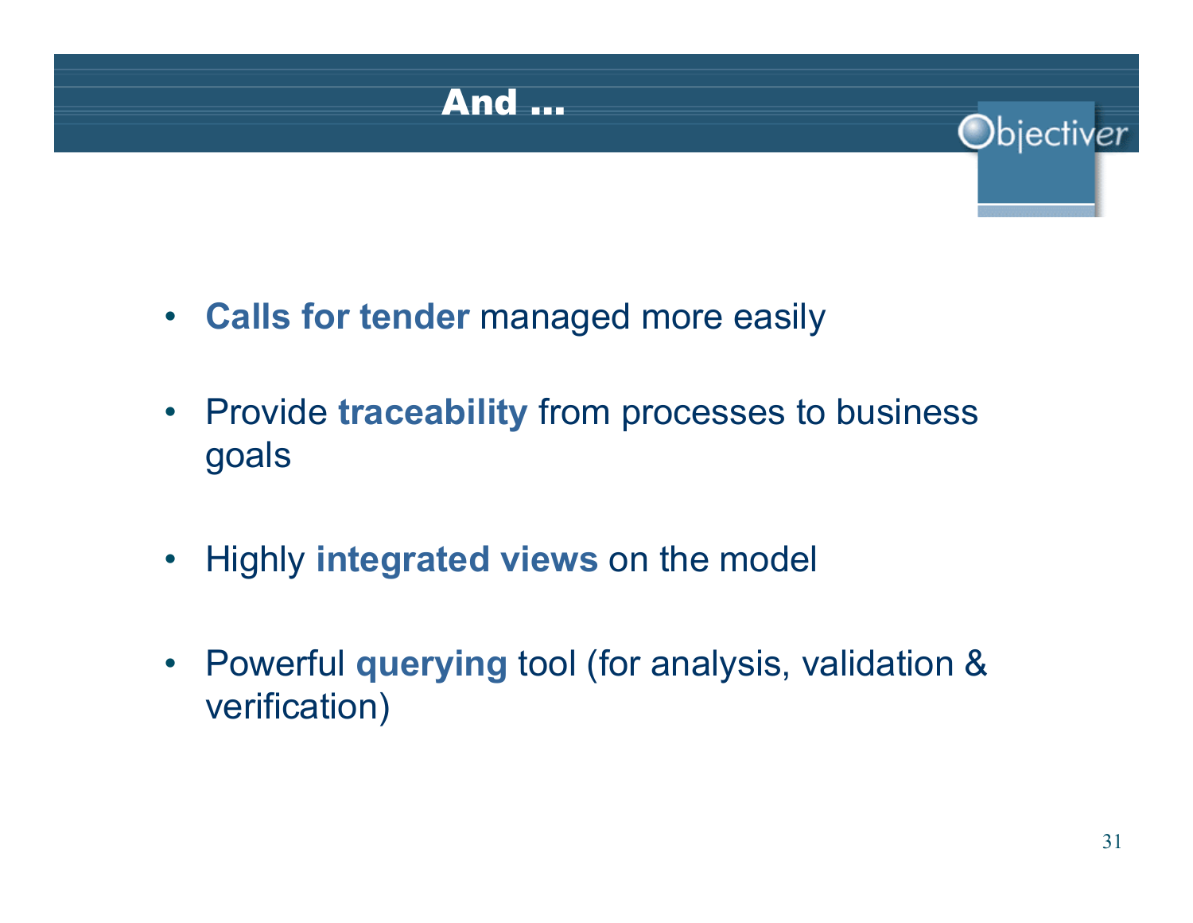# And …

- **Calls for tender** managed more easily
- Provide **traceability** from processes to business goals
- Highly **integrated views** on the model
- Powerful **querying** tool (for analysis, validation & verification)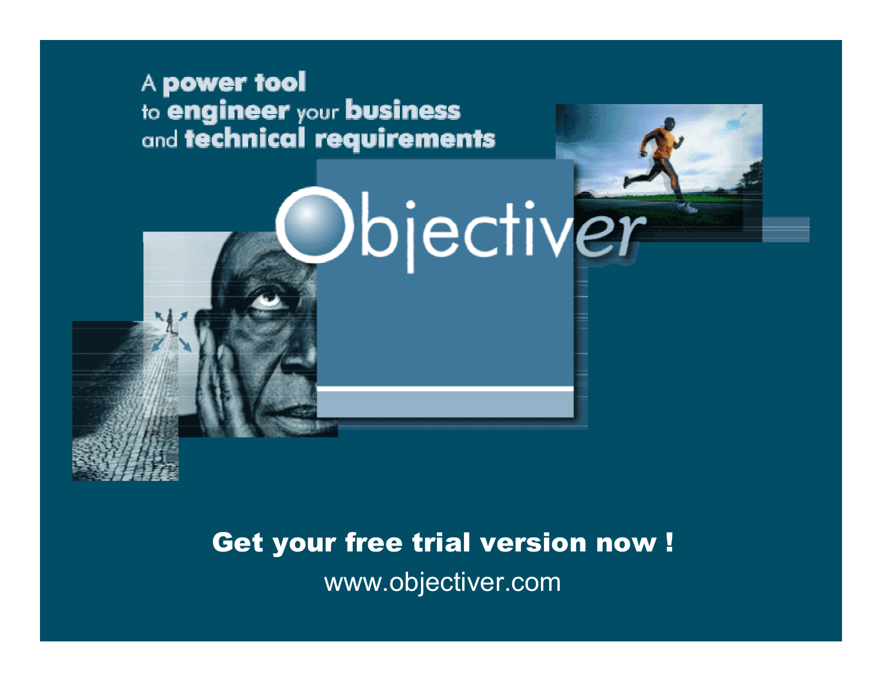A **power tool** to **engineer** your **business** and **technical requirements**

Objectiver

**Get your free trial version now !**

www.objectiver.com